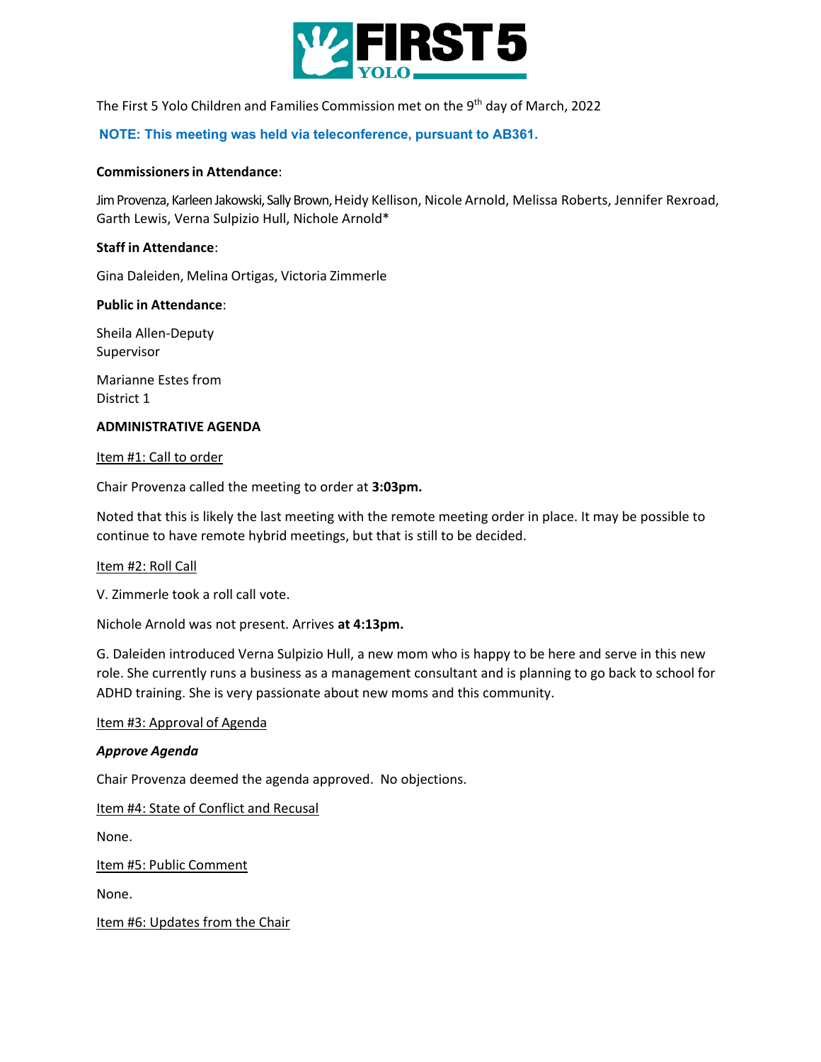The First 5 Yolo Children and Families Commission met on the 9th day of March, 2022

**NOTE: This meeting was held via teleconference, pursuant to AB361.**

**Commissioners in Attendance**:

Jim Provenza, Karleen Jakowski, Sally Brown, Heidy Kellison, Nicole Arnold, Melissa Roberts, Jennifer Rexroad, Garth Lewis, Verna Sulpizio Hull, Nichole Arnold*

**Staff in Attendance**:

Gina Daleiden, Melina Ortigas, Victoria Zimmerle

**Public in Attendance**:

Sheila Allen-Deputy Supervisor

Marianne Estes from District 1

**ADMINISTRATIVE AGENDA**

Item #1: Call to order

Chair Provenza called the meeting to order at **3:03pm.**

Noted that this is likely the last meeting with the remote meeting order in place. It may be possible to continue to have remote hybrid meetings, but that is still to be decided.

Item #2: Roll Call

V. Zimmerle took a roll call vote.

Nichole Arnold was not present. Arrives **at 4:13pm.**

G. Daleiden introduced Verna Sulpizio Hull, a new mom who is happy to be here and serve in this new role. She currently runs a business as a management consultant and is planning to go back to school for ADHD training. She is very passionate about new moms and this community.

Item #3: Approval of Agenda

***Approve Agenda***

Chair Provenza deemed the agenda approved. No objections.

Item #4: State of Conflict and Recusal

None.

Item #5: Public Comment

None.

Item #6: Updates from the Chair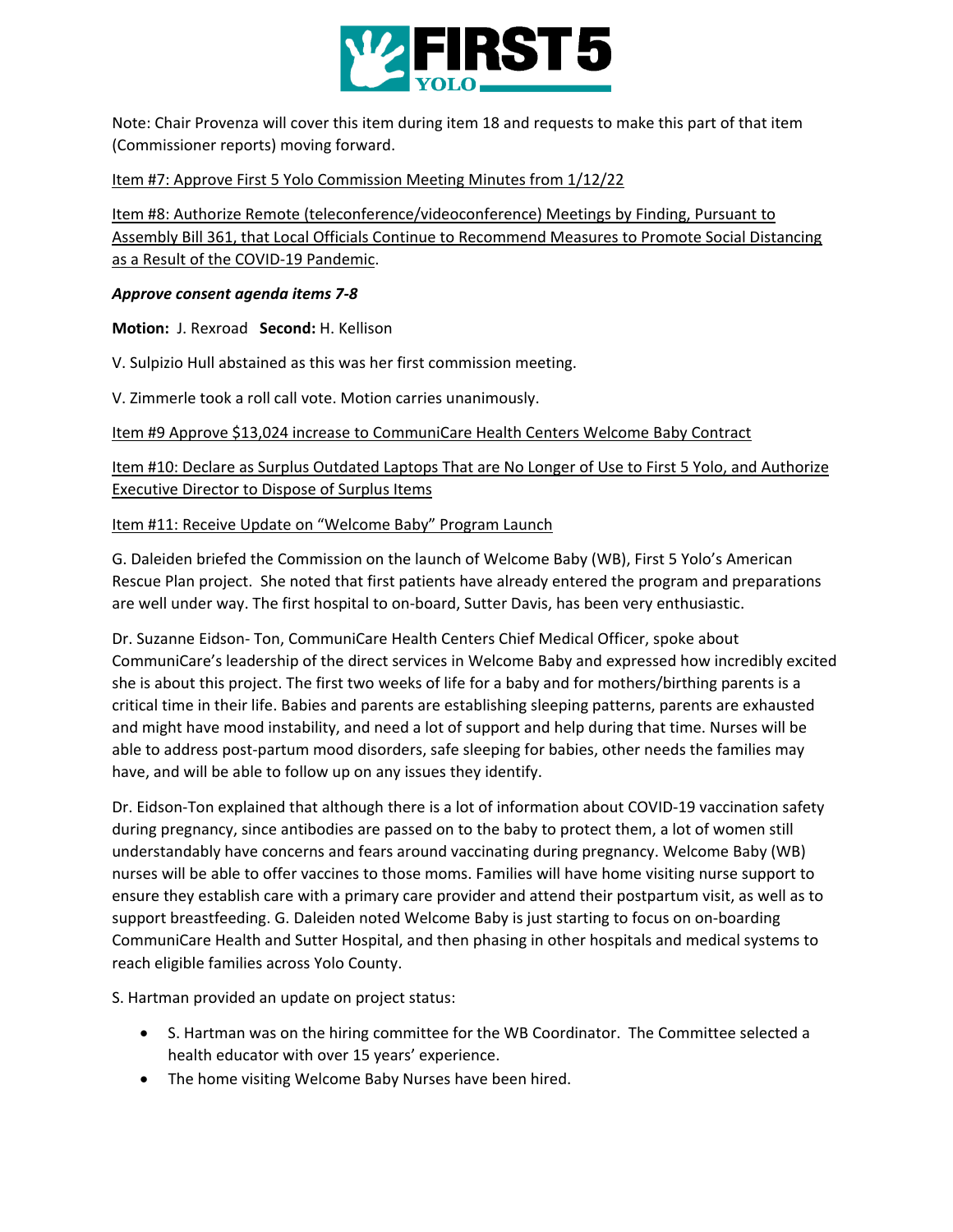Note: Chair Provenza will cover this item during item 18 and requests to make this part of that item (Commissioner reports) moving forward.

Item #7: Approve First 5 Yolo Commission Meeting Minutes from 1/12/22

Item #8: Authorize Remote (teleconference/videoconference) Meetings by Finding, Pursuant to Assembly Bill 361, that Local Officials Continue to Recommend Measures to Promote Social Distancing as a Result of the COVID-19 Pandemic.

***Approve consent agenda items 7-8***

**Motion:** J. Rexroad **Second:** H. Kellison

V. Sulpizio Hull abstained as this was her first commission meeting.

V. Zimmerle took a roll call vote. Motion carries unanimously.

Item #9 Approve $13,024 increase to CommuniCare Health Centers Welcome Baby Contract

Item #10: Declare as Surplus Outdated Laptops That are No Longer of Use to First 5 Yolo, and Authorize Executive Director to Dispose of Surplus Items

Item #11: Receive Update on "Welcome Baby" Program Launch

G. Daleiden briefed the Commission on the launch of Welcome Baby (WB), First 5 Yolo's American Rescue Plan project. She noted that first patients have already entered the program and preparations are well under way. The first hospital to on-board, Sutter Davis, has been very enthusiastic.

Dr. Suzanne Eidson- Ton, CommuniCare Health Centers Chief Medical Officer, spoke about CommuniCare's leadership of the direct services in Welcome Baby and expressed how incredibly excited she is about this project. The first two weeks of life for a baby and for mothers/birthing parents is a critical time in their life. Babies and parents are establishing sleeping patterns, parents are exhausted and might have mood instability, and need a lot of support and help during that time. Nurses will be able to address post-partum mood disorders, safe sleeping for babies, other needs the families may have, and will be able to follow up on any issues they identify.

Dr. Eidson-Ton explained that although there is a lot of information about COVID-19 vaccination safety during pregnancy, since antibodies are passed on to the baby to protect them, a lot of women still understandably have concerns and fears around vaccinating during pregnancy. Welcome Baby (WB) nurses will be able to offer vaccines to those moms. Families will have home visiting nurse support to ensure they establish care with a primary care provider and attend their postpartum visit, as well as to support breastfeeding. G. Daleiden noted Welcome Baby is just starting to focus on on-boarding CommuniCare Health and Sutter Hospital, and then phasing in other hospitals and medical systems to reach eligible families across Yolo County.

S. Hartman provided an update on project status:

- S. Hartman was on the hiring committee for the WB Coordinator. The Committee selected a health educator with over 15 years' experience.
- The home visiting Welcome Baby Nurses have been hired.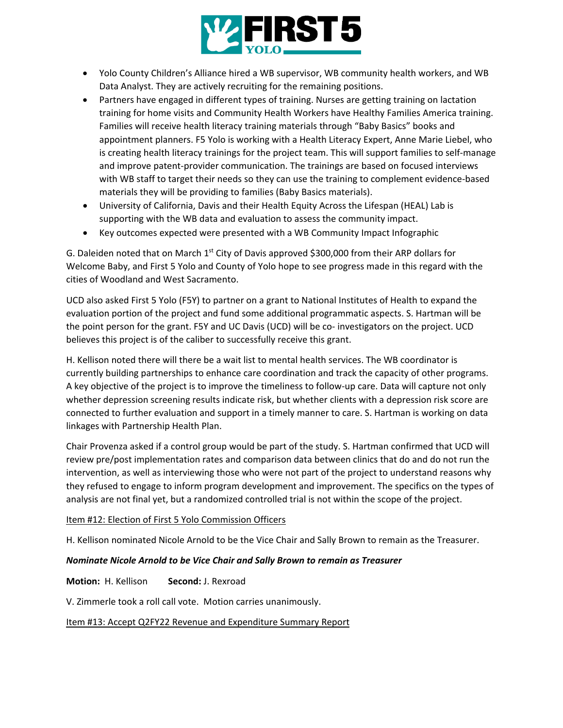- Yolo County Children's Alliance hired a WB supervisor, WB community health workers, and WB Data Analyst. They are actively recruiting for the remaining positions.
- Partners have engaged in different types of training. Nurses are getting training on lactation training for home visits and Community Health Workers have Healthy Families America training. Families will receive health literacy training materials through "Baby Basics" books and appointment planners. F5 Yolo is working with a Health Literacy Expert, Anne Marie Liebel, who is creating health literacy trainings for the project team. This will support families to self-manage and improve patent-provider communication. The trainings are based on focused interviews with WB staff to target their needs so they can use the training to complement evidence-based materials they will be providing to families (Baby Basics materials).
- University of California, Davis and their Health Equity Across the Lifespan (HEAL) Lab is supporting with the WB data and evaluation to assess the community impact.
- Key outcomes expected were presented with a WB Community Impact Infographic

G. Daleiden noted that on March 1st City of Davis approved $300,000 from their ARP dollars for Welcome Baby, and First 5 Yolo and County of Yolo hope to see progress made in this regard with the cities of Woodland and West Sacramento.

UCD also asked First 5 Yolo (F5Y) to partner on a grant to National Institutes of Health to expand the evaluation portion of the project and fund some additional programmatic aspects. S. Hartman will be the point person for the grant. F5Y and UC Davis (UCD) will be co- investigators on the project. UCD believes this project is of the caliber to successfully receive this grant.

H. Kellison noted there will there be a wait list to mental health services. The WB coordinator is currently building partnerships to enhance care coordination and track the capacity of other programs. A key objective of the project is to improve the timeliness to follow-up care. Data will capture not only whether depression screening results indicate risk, but whether clients with a depression risk score are connected to further evaluation and support in a timely manner to care. S. Hartman is working on data linkages with Partnership Health Plan.

Chair Provenza asked if a control group would be part of the study. S. Hartman confirmed that UCD will review pre/post implementation rates and comparison data between clinics that do and do not run the intervention, as well as interviewing those who were not part of the project to understand reasons why they refused to engage to inform program development and improvement. The specifics on the types of analysis are not final yet, but a randomized controlled trial is not within the scope of the project.

Item #12: Election of First 5 Yolo Commission Officers

H. Kellison nominated Nicole Arnold to be the Vice Chair and Sally Brown to remain as the Treasurer.

***Nominate Nicole Arnold to be Vice Chair and Sally Brown to remain as Treasurer***

**Motion:** H. Kellison **Second:** J. Rexroad

V. Zimmerle took a roll call vote. Motion carries unanimously.

Item #13: Accept Q2FY22 Revenue and Expenditure Summary Report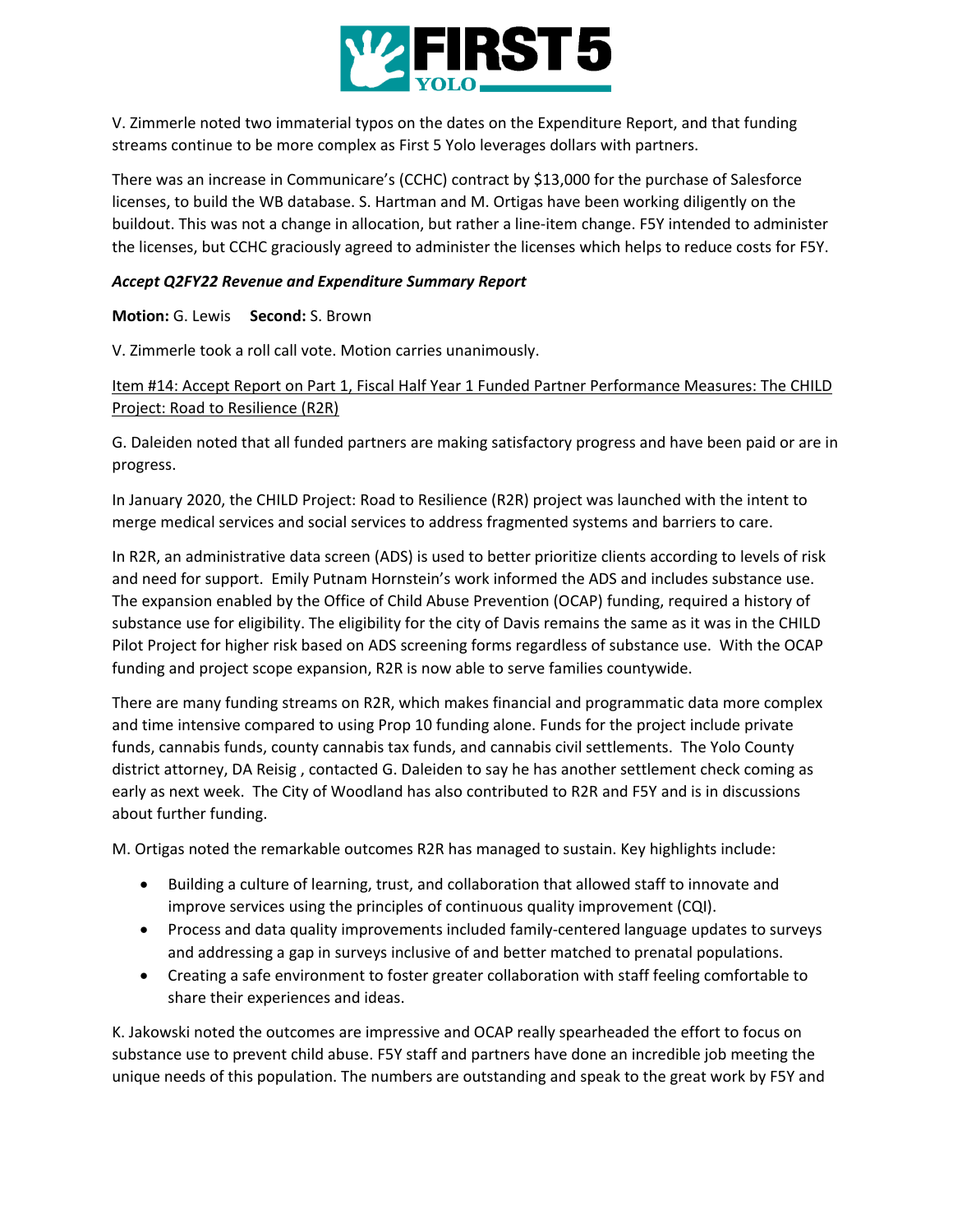V. Zimmerle noted two immaterial typos on the dates on the Expenditure Report, and that funding streams continue to be more complex as First 5 Yolo leverages dollars with partners.

There was an increase in Communicare's (CCHC) contract by $13,000 for the purchase of Salesforce licenses, to build the WB database. S. Hartman and M. Ortigas have been working diligently on the buildout. This was not a change in allocation, but rather a line-item change. F5Y intended to administer the licenses, but CCHC graciously agreed to administer the licenses which helps to reduce costs for F5Y.

***Accept Q2FY22 Revenue and Expenditure Summary Report***

**Motion:** G. Lewis **Second:** S. Brown

V. Zimmerle took a roll call vote. Motion carries unanimously.

<u>Item #14: Accept Report on Part 1, Fiscal Half Year 1 Funded Partner Performance Measures: The CHILD Project: Road to Resilience (R2R)</u>

G. Daleiden noted that all funded partners are making satisfactory progress and have been paid or are in progress.

In January 2020, the CHILD Project: Road to Resilience (R2R) project was launched with the intent to merge medical services and social services to address fragmented systems and barriers to care.

In R2R, an administrative data screen (ADS) is used to better prioritize clients according to levels of risk and need for support. Emily Putnam Hornstein's work informed the ADS and includes substance use. The expansion enabled by the Office of Child Abuse Prevention (OCAP) funding, required a history of substance use for eligibility. The eligibility for the city of Davis remains the same as it was in the CHILD Pilot Project for higher risk based on ADS screening forms regardless of substance use. With the OCAP funding and project scope expansion, R2R is now able to serve families countywide.

There are many funding streams on R2R, which makes financial and programmatic data more complex and time intensive compared to using Prop 10 funding alone. Funds for the project include private funds, cannabis funds, county cannabis tax funds, and cannabis civil settlements. The Yolo County district attorney, DA Reisig , contacted G. Daleiden to say he has another settlement check coming as early as next week. The City of Woodland has also contributed to R2R and F5Y and is in discussions about further funding.

M. Ortigas noted the remarkable outcomes R2R has managed to sustain. Key highlights include:

- Building a culture of learning, trust, and collaboration that allowed staff to innovate and improve services using the principles of continuous quality improvement (CQI).
- Process and data quality improvements included family-centered language updates to surveys and addressing a gap in surveys inclusive of and better matched to prenatal populations.
- Creating a safe environment to foster greater collaboration with staff feeling comfortable to share their experiences and ideas.

K. Jakowski noted the outcomes are impressive and OCAP really spearheaded the effort to focus on substance use to prevent child abuse. F5Y staff and partners have done an incredible job meeting the unique needs of this population. The numbers are outstanding and speak to the great work by F5Y and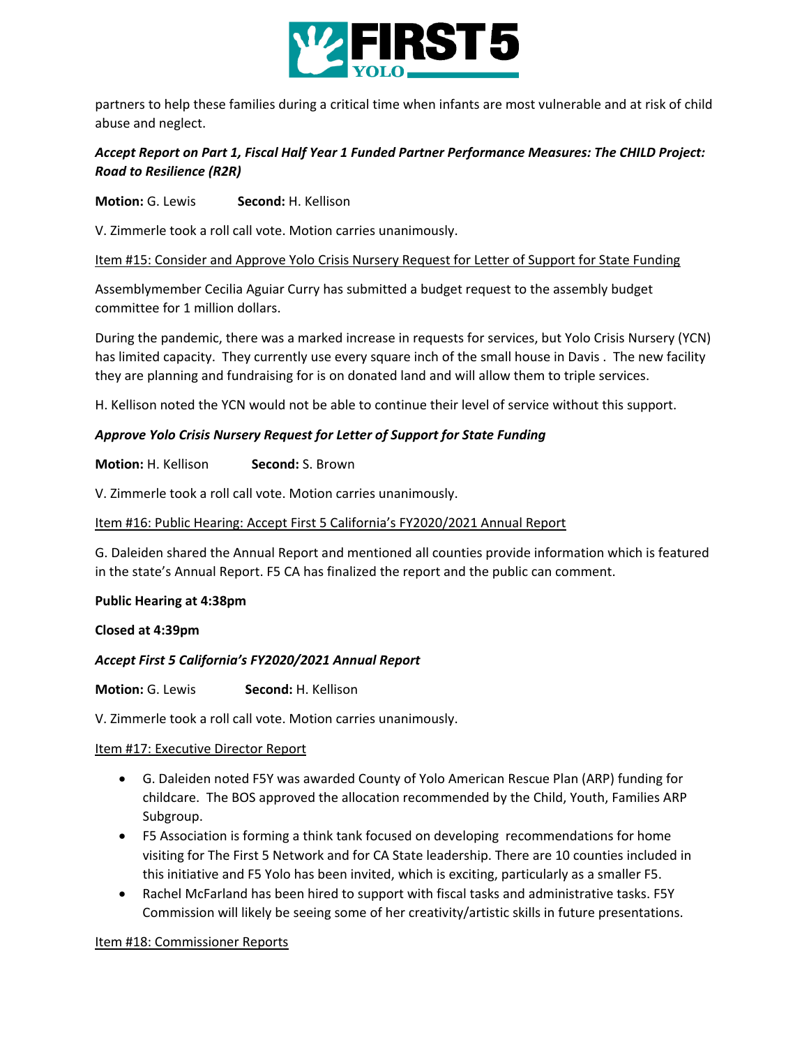partners to help these families during a critical time when infants are most vulnerable and at risk of child abuse and neglect.

***Accept Report on Part 1, Fiscal Half Year 1 Funded Partner Performance Measures: The CHILD Project: Road to Resilience (R2R)***

**Motion:** G. Lewis **Second:** H. Kellison

V. Zimmerle took a roll call vote. Motion carries unanimously.

Item #15: Consider and Approve Yolo Crisis Nursery Request for Letter of Support for State Funding

Assemblymember Cecilia Aguiar Curry has submitted a budget request to the assembly budget committee for 1 million dollars.

During the pandemic, there was a marked increase in requests for services, but Yolo Crisis Nursery (YCN) has limited capacity. They currently use every square inch of the small house in Davis . The new facility they are planning and fundraising for is on donated land and will allow them to triple services.

H. Kellison noted the YCN would not be able to continue their level of service without this support.

***Approve Yolo Crisis Nursery Request for Letter of Support for State Funding***

**Motion:** H. Kellison **Second:** S. Brown

V. Zimmerle took a roll call vote. Motion carries unanimously.

Item #16: Public Hearing: Accept First 5 California's FY2020/2021 Annual Report

G. Daleiden shared the Annual Report and mentioned all counties provide information which is featured in the state's Annual Report. F5 CA has finalized the report and the public can comment.

**Public Hearing at 4:38pm**

**Closed at 4:39pm**

***Accept First 5 California's FY2020/2021 Annual Report***

**Motion:** G. Lewis **Second:** H. Kellison

V. Zimmerle took a roll call vote. Motion carries unanimously.

Item #17: Executive Director Report

- G. Daleiden noted F5Y was awarded County of Yolo American Rescue Plan (ARP) funding for childcare. The BOS approved the allocation recommended by the Child, Youth, Families ARP Subgroup.
- F5 Association is forming a think tank focused on developing recommendations for home visiting for The First 5 Network and for CA State leadership. There are 10 counties included in this initiative and F5 Yolo has been invited, which is exciting, particularly as a smaller F5.
- Rachel McFarland has been hired to support with fiscal tasks and administrative tasks. F5Y Commission will likely be seeing some of her creativity/artistic skills in future presentations.

Item #18: Commissioner Reports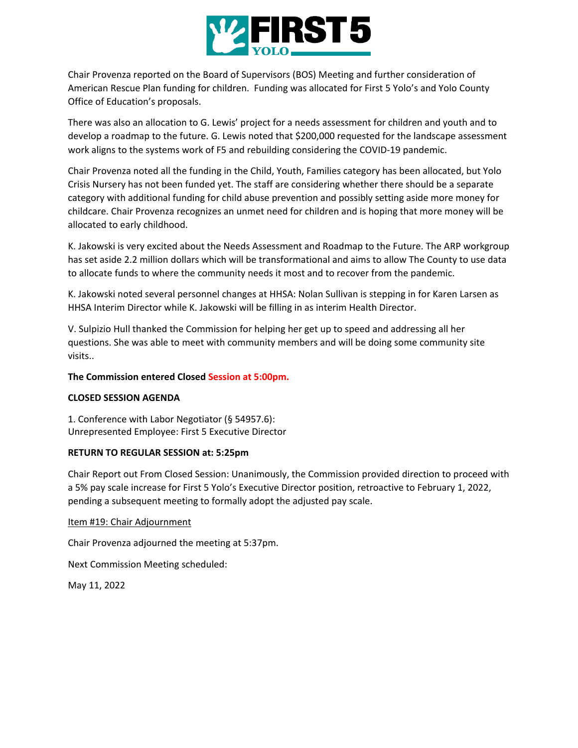Chair Provenza reported on the Board of Supervisors (BOS) Meeting and further consideration of American Rescue Plan funding for children. Funding was allocated for First 5 Yolo's and Yolo County Office of Education's proposals.

There was also an allocation to G. Lewis' project for a needs assessment for children and youth and to develop a roadmap to the future. G. Lewis noted that $200,000 requested for the landscape assessment work aligns to the systems work of F5 and rebuilding considering the COVID-19 pandemic.

Chair Provenza noted all the funding in the Child, Youth, Families category has been allocated, but Yolo Crisis Nursery has not been funded yet. The staff are considering whether there should be a separate category with additional funding for child abuse prevention and possibly setting aside more money for childcare. Chair Provenza recognizes an unmet need for children and is hoping that more money will be allocated to early childhood.

K. Jakowski is very excited about the Needs Assessment and Roadmap to the Future. The ARP workgroup has set aside 2.2 million dollars which will be transformational and aims to allow The County to use data to allocate funds to where the community needs it most and to recover from the pandemic.

K. Jakowski noted several personnel changes at HHSA: Nolan Sullivan is stepping in for Karen Larsen as HHSA Interim Director while K. Jakowski will be filling in as interim Health Director.

V. Sulpizio Hull thanked the Commission for helping her get up to speed and addressing all her questions. She was able to meet with community members and will be doing some community site visits..

**The Commission entered Closed Session at 5:00pm.**

**CLOSED SESSION AGENDA**

1. Conference with Labor Negotiator (§ 54957.6):
Unrepresented Employee: First 5 Executive Director

**RETURN TO REGULAR SESSION at: 5:25pm**

Chair Report out From Closed Session: Unanimously, the Commission provided direction to proceed with a 5% pay scale increase for First 5 Yolo's Executive Director position, retroactive to February 1, 2022, pending a subsequent meeting to formally adopt the adjusted pay scale.

Item #19: Chair Adjournment

Chair Provenza adjourned the meeting at 5:37pm.

Next Commission Meeting scheduled:

May 11, 2022